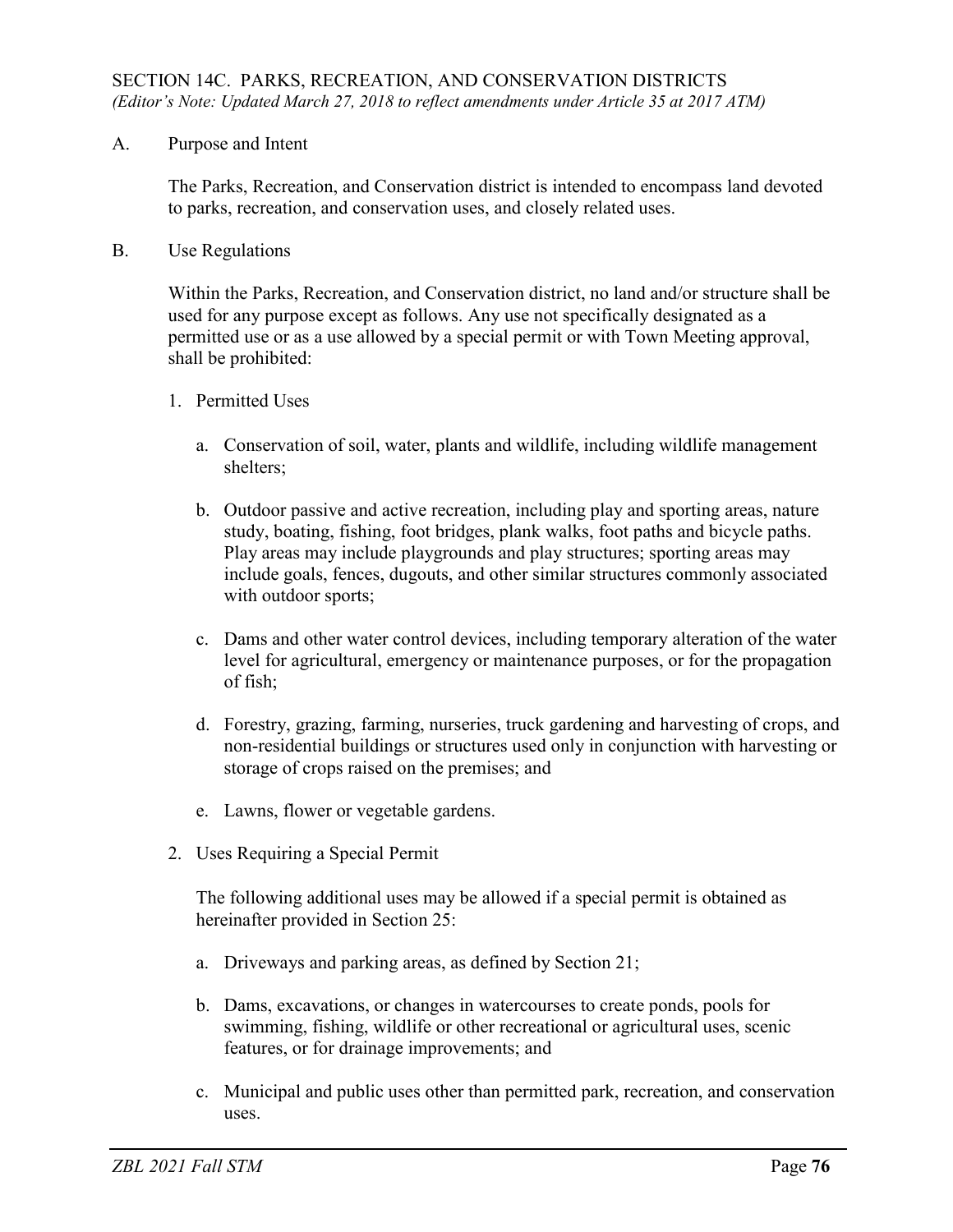## SECTION 14C. PARKS, RECREATION, AND CONSERVATION DISTRICTS

*(Editor's Note: Updated March 27, 2018 to reflect amendments under Article 35 at 2017 ATM)*

A. Purpose and Intent

The Parks, Recreation, and Conservation district is intended to encompass land devoted to parks, recreation, and conservation uses, and closely related uses.

B. Use Regulations

Within the Parks, Recreation, and Conservation district, no land and/or structure shall be used for any purpose except as follows. Any use not specifically designated as a permitted use or as a use allowed by a special permit or with Town Meeting approval, shall be prohibited:

1. Permitted Uses

   a. Conservation of soil, water, plants and wildlife, including wildlife management shelters;

   b. Outdoor passive and active recreation, including play and sporting areas, nature study, boating, fishing, foot bridges, plank walks, foot paths and bicycle paths. Play areas may include playgrounds and play structures; sporting areas may include goals, fences, dugouts, and other similar structures commonly associated with outdoor sports;

   c. Dams and other water control devices, including temporary alteration of the water level for agricultural, emergency or maintenance purposes, or for the propagation of fish;

   d. Forestry, grazing, farming, nurseries, truck gardening and harvesting of crops, and non-residential buildings or structures used only in conjunction with harvesting or storage of crops raised on the premises; and

   e. Lawns, flower or vegetable gardens.

2. Uses Requiring a Special Permit

   The following additional uses may be allowed if a special permit is obtained as hereinafter provided in Section 25:

   a. Driveways and parking areas, as defined by Section 21;

   b. Dams, excavations, or changes in watercourses to create ponds, pools for swimming, fishing, wildlife or other recreational or agricultural uses, scenic features, or for drainage improvements; and

   c. Municipal and public uses other than permitted park, recreation, and conservation uses.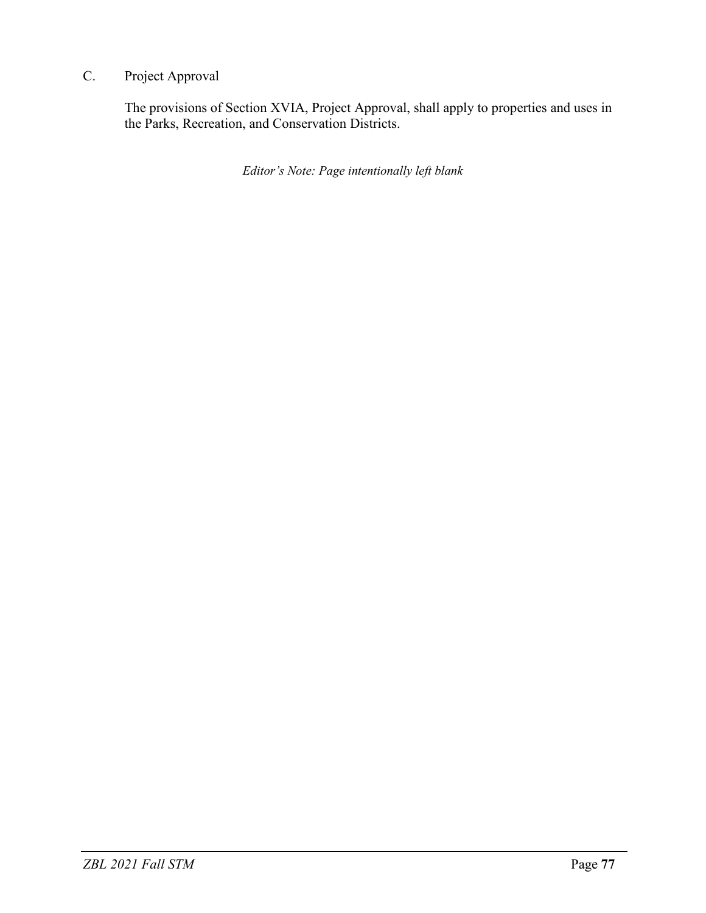C. Project Approval

The provisions of Section XVIA, Project Approval, shall apply to properties and uses in the Parks, Recreation, and Conservation Districts.

*Editor's Note: Page intentionally left blank*